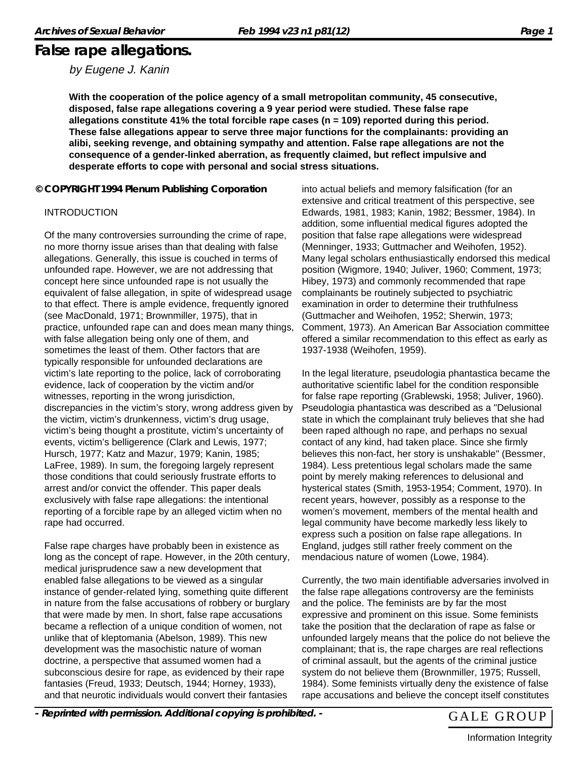# False rape allegations.

*by Eugene J. Kanin*

**With the cooperation of the police agency of a small metropolitan community, 45 consecutive, disposed, false rape allegations covering a 9 year period were studied. These false rape allegations constitute 41% the total forcible rape cases (n = 109) reported during this period. These false allegations appear to serve three major functions for the complainants: providing an alibi, seeking revenge, and obtaining sympathy and attention. False rape allegations are not the consequence of a gender-linked aberration, as frequently claimed, but reflect impulsive and desperate efforts to cope with personal and social stress situations.**

**© COPYRIGHT 1994 Plenum Publishing Corporation**

## INTRODUCTION

Of the many controversies surrounding the crime of rape, no more thorny issue arises than that dealing with false allegations. Generally, this issue is couched in terms of unfounded rape. However, we are not addressing that concept here since unfounded rape is not usually the equivalent of false allegation, in spite of widespread usage to that effect. There is ample evidence, frequently ignored (see MacDonald, 1971; Brownmiller, 1975), that in practice, unfounded rape can and does mean many things, with false allegation being only one of them, and sometimes the least of them. Other factors that are typically responsible for unfounded declarations are victim's late reporting to the police, lack of corroborating evidence, lack of cooperation by the victim and/or witnesses, reporting in the wrong jurisdiction, discrepancies in the victim's story, wrong address given by the victim, victim's drunkenness, victim's drug usage, victim's being thought a prostitute, victim's uncertainty of events, victim's belligerence (Clark and Lewis, 1977; Hursch, 1977; Katz and Mazur, 1979; Kanin, 1985; LaFree, 1989). In sum, the foregoing largely represent those conditions that could seriously frustrate efforts to arrest and/or convict the offender. This paper deals exclusively with false rape allegations: the intentional reporting of a forcible rape by an alleged victim when no rape had occurred.

False rape charges have probably been in existence as long as the concept of rape. However, in the 20th century, medical jurisprudence saw a new development that enabled false allegations to be viewed as a singular instance of gender-related lying, something quite different in nature from the false accusations of robbery or burglary that were made by men. In short, false rape accusations became a reflection of a unique condition of women, not unlike that of kleptomania (Abelson, 1989). This new development was the masochistic nature of woman doctrine, a perspective that assumed women had a subconscious desire for rape, as evidenced by their rape fantasies (Freud, 1933; Deutsch, 1944; Horney, 1933), and that neurotic individuals would convert their fantasies into actual beliefs and memory falsification (for an extensive and critical treatment of this perspective, see Edwards, 1981, 1983; Kanin, 1982; Bessmer, 1984). In addition, some influential medical figures adopted the position that false rape allegations were widespread (Menninger, 1933; Guttmacher and Weihofen, 1952). Many legal scholars enthusiastically endorsed this medical position (Wigmore, 1940; Juliver, 1960; Comment, 1973; Hibey, 1973) and commonly recommended that rape complainants be routinely subjected to psychiatric examination in order to determine their truthfulness (Guttmacher and Weihofen, 1952; Sherwin, 1973; Comment, 1973). An American Bar Association committee offered a similar recommendation to this effect as early as 1937-1938 (Weihofen, 1959).

In the legal literature, pseudologia phantastica became the authoritative scientific label for the condition responsible for false rape reporting (Grablewski, 1958; Juliver, 1960). Pseudologia phantastica was described as a "Delusional state in which the complainant truly believes that she had been raped although no rape, and perhaps no sexual contact of any kind, had taken place. Since she firmly believes this non-fact, her story is unshakable" (Bessmer, 1984). Less pretentious legal scholars made the same point by merely making references to delusional and hysterical states (Smith, 1953-1954; Comment, 1970). In recent years, however, possibly as a response to the women's movement, members of the mental health and legal community have become markedly less likely to express such a position on false rape allegations. In England, judges still rather freely comment on the mendacious nature of women (Lowe, 1984).

Currently, the two main identifiable adversaries involved in the false rape allegations controversy are the feminists and the police. The feminists are by far the most expressive and prominent on this issue. Some feminists take the position that the declaration of rape as false or unfounded largely means that the police do not believe the complainant; that is, the rape charges are real reflections of criminal assault, but the agents of the criminal justice system do not believe them (Brownmiller, 1975; Russell, 1984). Some feminists virtually deny the existence of false rape accusations and believe the concept itself constitutes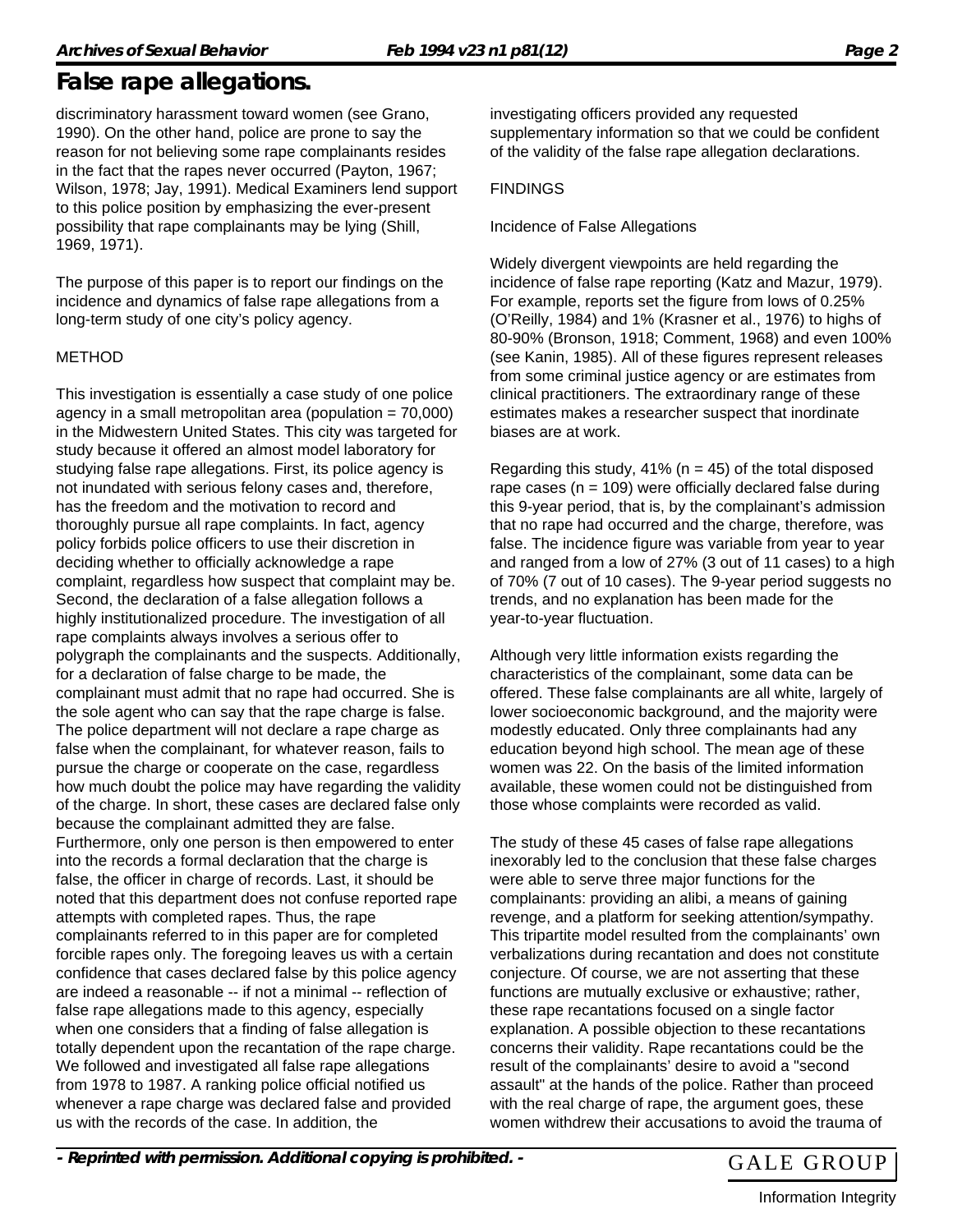# False rape allegations.

discriminatory harassment toward women (see Grano, 1990). On the other hand, police are prone to say the reason for not believing some rape complainants resides in the fact that the rapes never occurred (Payton, 1967; Wilson, 1978; Jay, 1991). Medical Examiners lend support to this police position by emphasizing the ever-present possibility that rape complainants may be lying (Shill, 1969, 1971).

The purpose of this paper is to report our findings on the incidence and dynamics of false rape allegations from a long-term study of one city's policy agency.

METHOD

This investigation is essentially a case study of one police agency in a small metropolitan area (population = 70,000) in the Midwestern United States. This city was targeted for study because it offered an almost model laboratory for studying false rape allegations. First, its police agency is not inundated with serious felony cases and, therefore, has the freedom and the motivation to record and thoroughly pursue all rape complaints. In fact, agency policy forbids police officers to use their discretion in deciding whether to officially acknowledge a rape complaint, regardless how suspect that complaint may be. Second, the declaration of a false allegation follows a highly institutionalized procedure. The investigation of all rape complaints always involves a serious offer to polygraph the complainants and the suspects. Additionally, for a declaration of false charge to be made, the complainant must admit that no rape had occurred. She is the sole agent who can say that the rape charge is false. The police department will not declare a rape charge as false when the complainant, for whatever reason, fails to pursue the charge or cooperate on the case, regardless how much doubt the police may have regarding the validity of the charge. In short, these cases are declared false only because the complainant admitted they are false. Furthermore, only one person is then empowered to enter into the records a formal declaration that the charge is false, the officer in charge of records. Last, it should be noted that this department does not confuse reported rape attempts with completed rapes. Thus, the rape complainants referred to in this paper are for completed forcible rapes only. The foregoing leaves us with a certain confidence that cases declared false by this police agency are indeed a reasonable -- if not a minimal -- reflection of false rape allegations made to this agency, especially when one considers that a finding of false allegation is totally dependent upon the recantation of the rape charge. We followed and investigated all false rape allegations from 1978 to 1987. A ranking police official notified us whenever a rape charge was declared false and provided us with the records of the case. In addition, the investigating officers provided any requested supplementary information so that we could be confident of the validity of the false rape allegation declarations.

FINDINGS

Incidence of False Allegations

Widely divergent viewpoints are held regarding the incidence of false rape reporting (Katz and Mazur, 1979). For example, reports set the figure from lows of 0.25% (O'Reilly, 1984) and 1% (Krasner et al., 1976) to highs of 80-90% (Bronson, 1918; Comment, 1968) and even 100% (see Kanin, 1985). All of these figures represent releases from some criminal justice agency or are estimates from clinical practitioners. The extraordinary range of these estimates makes a researcher suspect that inordinate biases are at work.

Regarding this study, 41% ($n = 45$) of the total disposed rape cases ($n = 109$) were officially declared false during this 9-year period, that is, by the complainant's admission that no rape had occurred and the charge, therefore, was false. The incidence figure was variable from year to year and ranged from a low of 27% (3 out of 11 cases) to a high of 70% (7 out of 10 cases). The 9-year period suggests no trends, and no explanation has been made for the year-to-year fluctuation.

Although very little information exists regarding the characteristics of the complainant, some data can be offered. These false complainants are all white, largely of lower socioeconomic background, and the majority were modestly educated. Only three complainants had any education beyond high school. The mean age of these women was 22. On the basis of the limited information available, these women could not be distinguished from those whose complaints were recorded as valid.

The study of these 45 cases of false rape allegations inexorably led to the conclusion that these false charges were able to serve three major functions for the complainants: providing an alibi, a means of gaining revenge, and a platform for seeking attention/sympathy. This tripartite model resulted from the complainants' own verbalizations during recantation and does not constitute conjecture. Of course, we are not asserting that these functions are mutually exclusive or exhaustive; rather, these rape recantations focused on a single factor explanation. A possible objection to these recantations concerns their validity. Rape recantations could be the result of the complainants' desire to avoid a "second assault" at the hands of the police. Rather than proceed with the real charge of rape, the argument goes, these women withdrew their accusations to avoid the trauma of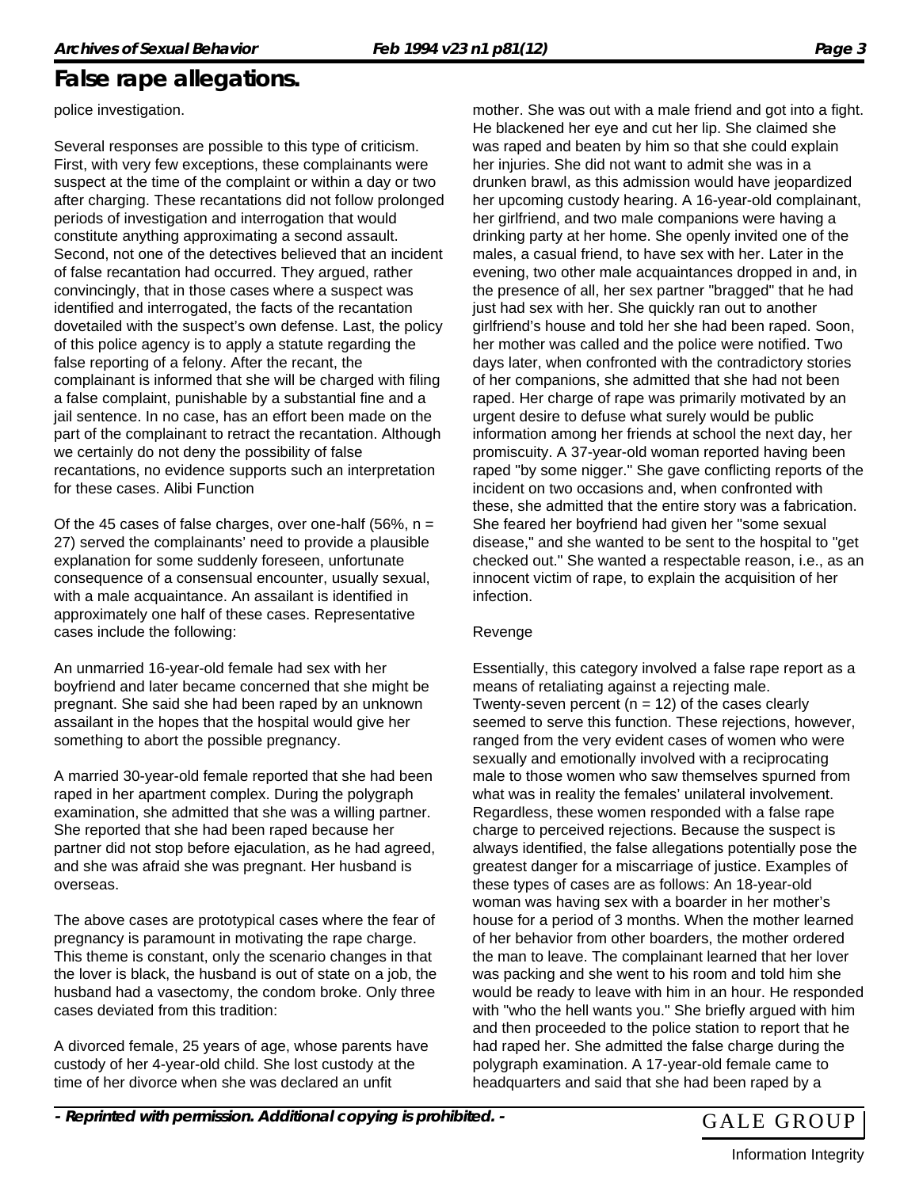police investigation.

Several responses are possible to this type of criticism. First, with very few exceptions, these complainants were suspect at the time of the complaint or within a day or two after charging. These recantations did not follow prolonged periods of investigation and interrogation that would constitute anything approximating a second assault. Second, not one of the detectives believed that an incident of false recantation had occurred. They argued, rather convincingly, that in those cases where a suspect was identified and interrogated, the facts of the recantation dovetailed with the suspect's own defense. Last, the policy of this police agency is to apply a statute regarding the false reporting of a felony. After the recant, the complainant is informed that she will be charged with filing a false complaint, punishable by a substantial fine and a jail sentence. In no case, has an effort been made on the part of the complainant to retract the recantation. Although we certainly do not deny the possibility of false recantations, no evidence supports such an interpretation for these cases. Alibi Function

Of the 45 cases of false charges, over one-half (56%, n = 27) served the complainants' need to provide a plausible explanation for some suddenly foreseen, unfortunate consequence of a consensual encounter, usually sexual, with a male acquaintance. An assailant is identified in approximately one half of these cases. Representative cases include the following:

An unmarried 16-year-old female had sex with her boyfriend and later became concerned that she might be pregnant. She said she had been raped by an unknown assailant in the hopes that the hospital would give her something to abort the possible pregnancy.

A married 30-year-old female reported that she had been raped in her apartment complex. During the polygraph examination, she admitted that she was a willing partner. She reported that she had been raped because her partner did not stop before ejaculation, as he had agreed, and she was afraid she was pregnant. Her husband is overseas.

The above cases are prototypical cases where the fear of pregnancy is paramount in motivating the rape charge. This theme is constant, only the scenario changes in that the lover is black, the husband is out of state on a job, the husband had a vasectomy, the condom broke. Only three cases deviated from this tradition:

A divorced female, 25 years of age, whose parents have custody of her 4-year-old child. She lost custody at the time of her divorce when she was declared an unfit mother. She was out with a male friend and got into a fight. He blackened her eye and cut her lip. She claimed she was raped and beaten by him so that she could explain her injuries. She did not want to admit she was in a drunken brawl, as this admission would have jeopardized her upcoming custody hearing. A 16-year-old complainant, her girlfriend, and two male companions were having a drinking party at her home. She openly invited one of the males, a casual friend, to have sex with her. Later in the evening, two other male acquaintances dropped in and, in the presence of all, her sex partner "bragged" that he had just had sex with her. She quickly ran out to another girlfriend's house and told her she had been raped. Soon, her mother was called and the police were notified. Two days later, when confronted with the contradictory stories of her companions, she admitted that she had not been raped. Her charge of rape was primarily motivated by an urgent desire to defuse what surely would be public information among her friends at school the next day, her promiscuity. A 37-year-old woman reported having been raped "by some nigger." She gave conflicting reports of the incident on two occasions and, when confronted with these, she admitted that the entire story was a fabrication. She feared her boyfriend had given her "some sexual disease," and she wanted to be sent to the hospital to "get checked out." She wanted a respectable reason, i.e., as an innocent victim of rape, to explain the acquisition of her infection.

Revenge

Essentially, this category involved a false rape report as a means of retaliating against a rejecting male. Twenty-seven percent (n = 12) of the cases clearly seemed to serve this function. These rejections, however, ranged from the very evident cases of women who were sexually and emotionally involved with a reciprocating male to those women who saw themselves spurned from what was in reality the females' unilateral involvement. Regardless, these women responded with a false rape charge to perceived rejections. Because the suspect is always identified, the false allegations potentially pose the greatest danger for a miscarriage of justice. Examples of these types of cases are as follows: An 18-year-old woman was having sex with a boarder in her mother's house for a period of 3 months. When the mother learned of her behavior from other boarders, the mother ordered the man to leave. The complainant learned that her lover was packing and she went to his room and told him she would be ready to leave with him in an hour. He responded with "who the hell wants you." She briefly argued with him and then proceeded to the police station to report that he had raped her. She admitted the false charge during the polygraph examination. A 17-year-old female came to headquarters and said that she had been raped by a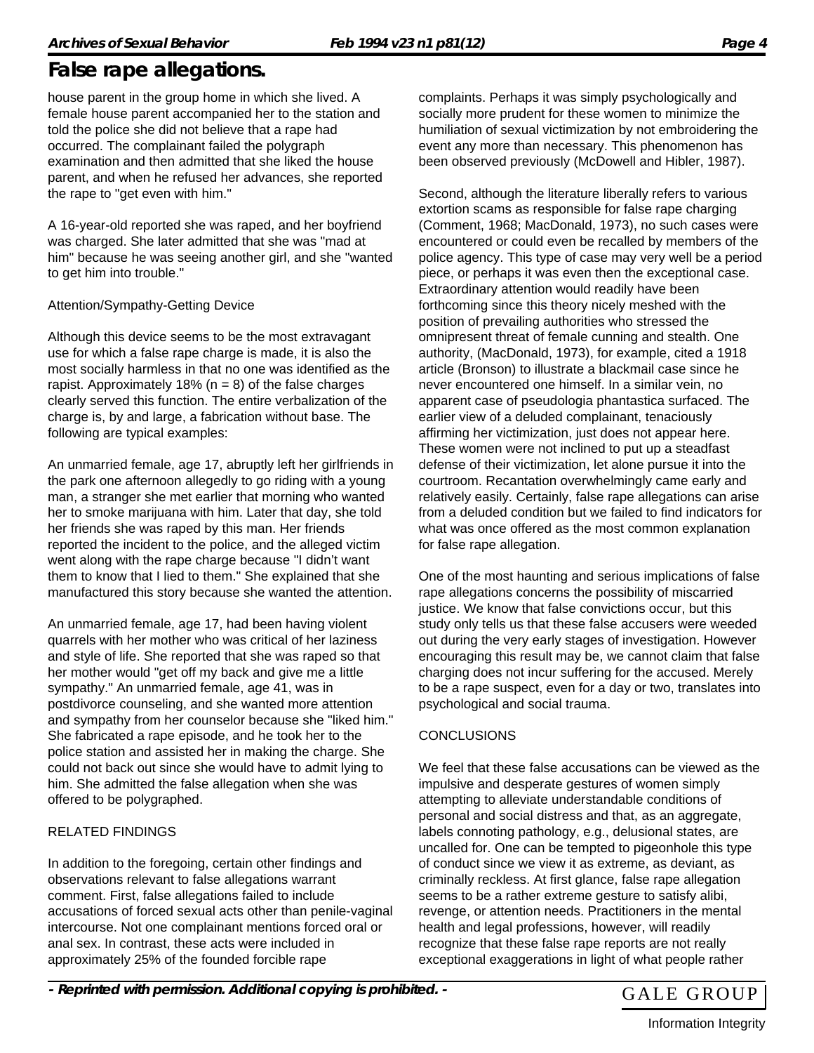house parent in the group home in which she lived. A female house parent accompanied her to the station and told the police she did not believe that a rape had occurred. The complainant failed the polygraph examination and then admitted that she liked the house parent, and when he refused her advances, she reported the rape to "get even with him."

A 16-year-old reported she was raped, and her boyfriend was charged. She later admitted that she was "mad at him" because he was seeing another girl, and she "wanted to get him into trouble."

Attention/Sympathy-Getting Device

Although this device seems to be the most extravagant use for which a false rape charge is made, it is also the most socially harmless in that no one was identified as the rapist. Approximately 18% (n = 8) of the false charges clearly served this function. The entire verbalization of the charge is, by and large, a fabrication without base. The following are typical examples:

An unmarried female, age 17, abruptly left her girlfriends in the park one afternoon allegedly to go riding with a young man, a stranger she met earlier that morning who wanted her to smoke marijuana with him. Later that day, she told her friends she was raped by this man. Her friends reported the incident to the police, and the alleged victim went along with the rape charge because "I didn't want them to know that I lied to them." She explained that she manufactured this story because she wanted the attention.

An unmarried female, age 17, had been having violent quarrels with her mother who was critical of her laziness and style of life. She reported that she was raped so that her mother would "get off my back and give me a little sympathy." An unmarried female, age 41, was in postdivorce counseling, and she wanted more attention and sympathy from her counselor because she "liked him." She fabricated a rape episode, and he took her to the police station and assisted her in making the charge. She could not back out since she would have to admit lying to him. She admitted the false allegation when she was offered to be polygraphed.

RELATED FINDINGS

In addition to the foregoing, certain other findings and observations relevant to false allegations warrant comment. First, false allegations failed to include accusations of forced sexual acts other than penile-vaginal intercourse. Not one complainant mentions forced oral or anal sex. In contrast, these acts were included in approximately 25% of the founded forcible rape complaints. Perhaps it was simply psychologically and socially more prudent for these women to minimize the humiliation of sexual victimization by not embroidering the event any more than necessary. This phenomenon has been observed previously (McDowell and Hibler, 1987).

Second, although the literature liberally refers to various extortion scams as responsible for false rape charging (Comment, 1968; MacDonald, 1973), no such cases were encountered or could even be recalled by members of the police agency. This type of case may very well be a period piece, or perhaps it was even then the exceptional case. Extraordinary attention would readily have been forthcoming since this theory nicely meshed with the position of prevailing authorities who stressed the omnipresent threat of female cunning and stealth. One authority, (MacDonald, 1973), for example, cited a 1918 article (Bronson) to illustrate a blackmail case since he never encountered one himself. In a similar vein, no apparent case of pseudologia phantastica surfaced. The earlier view of a deluded complainant, tenaciously affirming her victimization, just does not appear here. These women were not inclined to put up a steadfast defense of their victimization, let alone pursue it into the courtroom. Recantation overwhelmingly came early and relatively easily. Certainly, false rape allegations can arise from a deluded condition but we failed to find indicators for what was once offered as the most common explanation for false rape allegation.

One of the most haunting and serious implications of false rape allegations concerns the possibility of miscarried justice. We know that false convictions occur, but this study only tells us that these false accusers were weeded out during the very early stages of investigation. However encouraging this result may be, we cannot claim that false charging does not incur suffering for the accused. Merely to be a rape suspect, even for a day or two, translates into psychological and social trauma.

CONCLUSIONS

We feel that these false accusations can be viewed as the impulsive and desperate gestures of women simply attempting to alleviate understandable conditions of personal and social distress and that, as an aggregate, labels connoting pathology, e.g., delusional states, are uncalled for. One can be tempted to pigeonhole this type of conduct since we view it as extreme, as deviant, as criminally reckless. At first glance, false rape allegation seems to be a rather extreme gesture to satisfy alibi, revenge, or attention needs. Practitioners in the mental health and legal professions, however, will readily recognize that these false rape reports are not really exceptional exaggerations in light of what people rather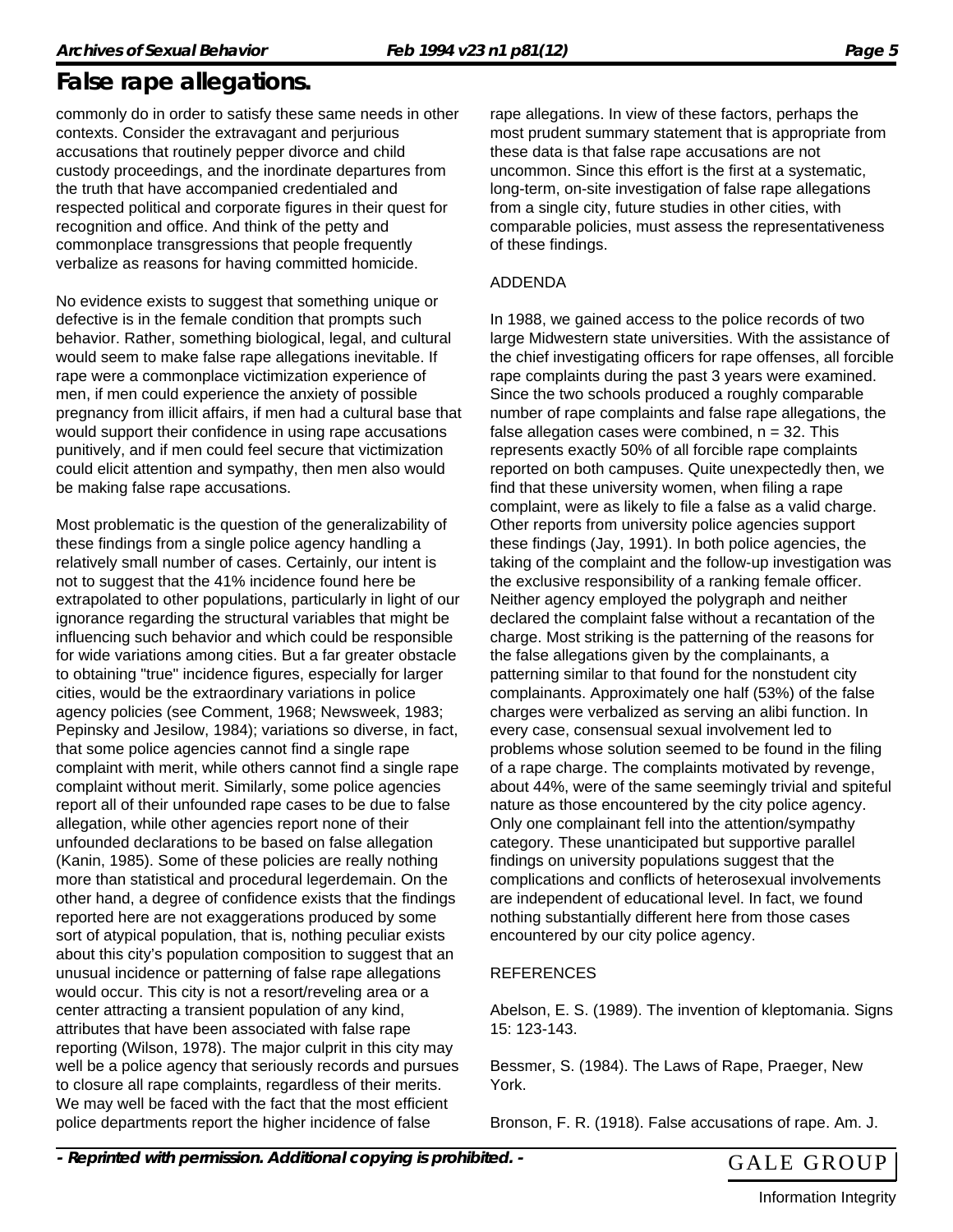commonly do in order to satisfy these same needs in other contexts. Consider the extravagant and perjurious accusations that routinely pepper divorce and child custody proceedings, and the inordinate departures from the truth that have accompanied credentialed and respected political and corporate figures in their quest for recognition and office. And think of the petty and commonplace transgressions that people frequently verbalize as reasons for having committed homicide.

No evidence exists to suggest that something unique or defective is in the female condition that prompts such behavior. Rather, something biological, legal, and cultural would seem to make false rape allegations inevitable. If rape were a commonplace victimization experience of men, if men could experience the anxiety of possible pregnancy from illicit affairs, if men had a cultural base that would support their confidence in using rape accusations punitively, and if men could feel secure that victimization could elicit attention and sympathy, then men also would be making false rape accusations.

Most problematic is the question of the generalizability of these findings from a single police agency handling a relatively small number of cases. Certainly, our intent is not to suggest that the 41% incidence found here be extrapolated to other populations, particularly in light of our ignorance regarding the structural variables that might be influencing such behavior and which could be responsible for wide variations among cities. But a far greater obstacle to obtaining "true" incidence figures, especially for larger cities, would be the extraordinary variations in police agency policies (see Comment, 1968; Newsweek, 1983; Pepinsky and Jesilow, 1984); variations so diverse, in fact, that some police agencies cannot find a single rape complaint with merit, while others cannot find a single rape complaint without merit. Similarly, some police agencies report all of their unfounded rape cases to be due to false allegation, while other agencies report none of their unfounded declarations to be based on false allegation (Kanin, 1985). Some of these policies are really nothing more than statistical and procedural legerdemain. On the other hand, a degree of confidence exists that the findings reported here are not exaggerations produced by some sort of atypical population, that is, nothing peculiar exists about this city's population composition to suggest that an unusual incidence or patterning of false rape allegations would occur. This city is not a resort/reveling area or a center attracting a transient population of any kind, attributes that have been associated with false rape reporting (Wilson, 1978). The major culprit in this city may well be a police agency that seriously records and pursues to closure all rape complaints, regardless of their merits. We may well be faced with the fact that the most efficient police departments report the higher incidence of false rape allegations. In view of these factors, perhaps the most prudent summary statement that is appropriate from these data is that false rape accusations are not uncommon. Since this effort is the first at a systematic, long-term, on-site investigation of false rape allegations from a single city, future studies in other cities, with comparable policies, must assess the representativeness of these findings.

ADDENDA

In 1988, we gained access to the police records of two large Midwestern state universities. With the assistance of the chief investigating officers for rape offenses, all forcible rape complaints during the past 3 years were examined. Since the two schools produced a roughly comparable number of rape complaints and false rape allegations, the false allegation cases were combined, $n = 32$. This represents exactly 50% of all forcible rape complaints reported on both campuses. Quite unexpectedly then, we find that these university women, when filing a rape complaint, were as likely to file a false as a valid charge. Other reports from university police agencies support these findings (Jay, 1991). In both police agencies, the taking of the complaint and the follow-up investigation was the exclusive responsibility of a ranking female officer. Neither agency employed the polygraph and neither declared the complaint false without a recantation of the charge. Most striking is the patterning of the reasons for the false allegations given by the complainants, a patterning similar to that found for the nonstudent city complainants. Approximately one half (53%) of the false charges were verbalized as serving an alibi function. In every case, consensual sexual involvement led to problems whose solution seemed to be found in the filing of a rape charge. The complaints motivated by revenge, about 44%, were of the same seemingly trivial and spiteful nature as those encountered by the city police agency. Only one complainant fell into the attention/sympathy category. These unanticipated but supportive parallel findings on university populations suggest that the complications and conflicts of heterosexual involvements are independent of educational level. In fact, we found nothing substantially different here from those cases encountered by our city police agency.

REFERENCES

Abelson, E. S. (1989). The invention of kleptomania. Signs 15: 123-143.

Bessmer, S. (1984). The Laws of Rape, Praeger, New York.

Bronson, F. R. (1918). False accusations of rape. Am. J.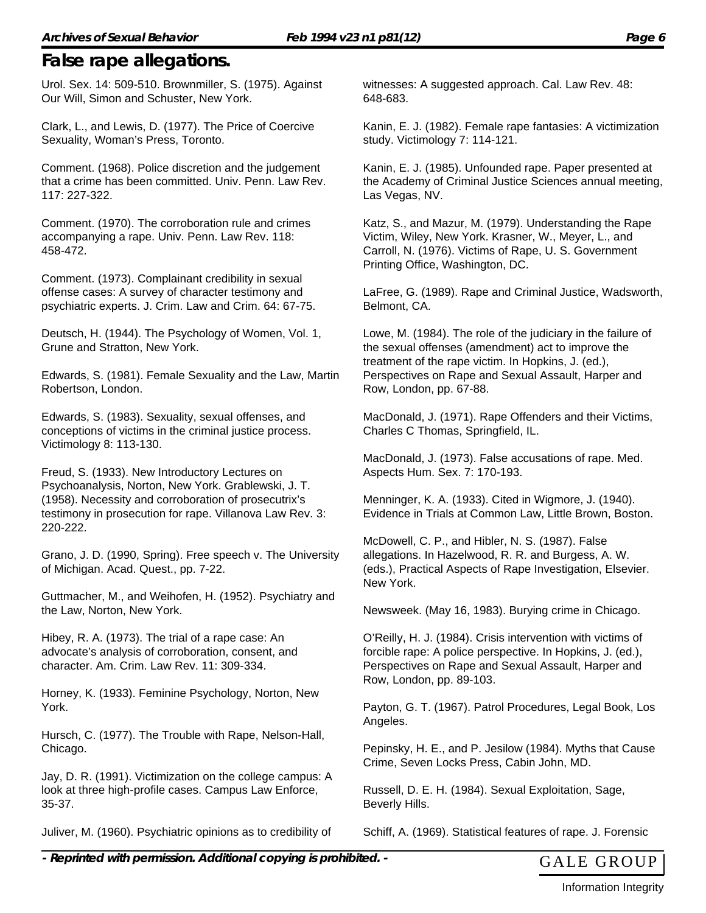Urol. Sex. 14: 509-510. Brownmiller, S. (1975). Against Our Will, Simon and Schuster, New York.

Clark, L., and Lewis, D. (1977). The Price of Coercive Sexuality, Woman's Press, Toronto.

Comment. (1968). Police discretion and the judgement that a crime has been committed. Univ. Penn. Law Rev. 117: 227-322.

Comment. (1970). The corroboration rule and crimes accompanying a rape. Univ. Penn. Law Rev. 118: 458-472.

Comment. (1973). Complainant credibility in sexual offense cases: A survey of character testimony and psychiatric experts. J. Crim. Law and Crim. 64: 67-75.

Deutsch, H. (1944). The Psychology of Women, Vol. 1, Grune and Stratton, New York.

Edwards, S. (1981). Female Sexuality and the Law, Martin Robertson, London.

Edwards, S. (1983). Sexuality, sexual offenses, and conceptions of victims in the criminal justice process. Victimology 8: 113-130.

Freud, S. (1933). New Introductory Lectures on Psychoanalysis, Norton, New York. Grablewski, J. T. (1958). Necessity and corroboration of prosecutrix's testimony in prosecution for rape. Villanova Law Rev. 3: 220-222.

Grano, J. D. (1990, Spring). Free speech v. The University of Michigan. Acad. Quest., pp. 7-22.

Guttmacher, M., and Weihofen, H. (1952). Psychiatry and the Law, Norton, New York.

Hibey, R. A. (1973). The trial of a rape case: An advocate's analysis of corroboration, consent, and character. Am. Crim. Law Rev. 11: 309-334.

Horney, K. (1933). Feminine Psychology, Norton, New York.

Hursch, C. (1977). The Trouble with Rape, Nelson-Hall, Chicago.

Jay, D. R. (1991). Victimization on the college campus: A look at three high-profile cases. Campus Law Enforce, 35-37.

Juliver, M. (1960). Psychiatric opinions as to credibility of witnesses: A suggested approach. Cal. Law Rev. 48: 648-683.

Kanin, E. J. (1982). Female rape fantasies: A victimization study. Victimology 7: 114-121.

Kanin, E. J. (1985). Unfounded rape. Paper presented at the Academy of Criminal Justice Sciences annual meeting, Las Vegas, NV.

Katz, S., and Mazur, M. (1979). Understanding the Rape Victim, Wiley, New York. Krasner, W., Meyer, L., and Carroll, N. (1976). Victims of Rape, U. S. Government Printing Office, Washington, DC.

LaFree, G. (1989). Rape and Criminal Justice, Wadsworth, Belmont, CA.

Lowe, M. (1984). The role of the judiciary in the failure of the sexual offenses (amendment) act to improve the treatment of the rape victim. In Hopkins, J. (ed.), Perspectives on Rape and Sexual Assault, Harper and Row, London, pp. 67-88.

MacDonald, J. (1971). Rape Offenders and their Victims, Charles C Thomas, Springfield, IL.

MacDonald, J. (1973). False accusations of rape. Med. Aspects Hum. Sex. 7: 170-193.

Menninger, K. A. (1933). Cited in Wigmore, J. (1940). Evidence in Trials at Common Law, Little Brown, Boston.

McDowell, C. P., and Hibler, N. S. (1987). False allegations. In Hazelwood, R. R. and Burgess, A. W. (eds.), Practical Aspects of Rape Investigation, Elsevier. New York.

Newsweek. (May 16, 1983). Burying crime in Chicago.

O'Reilly, H. J. (1984). Crisis intervention with victims of forcible rape: A police perspective. In Hopkins, J. (ed.), Perspectives on Rape and Sexual Assault, Harper and Row, London, pp. 89-103.

Payton, G. T. (1967). Patrol Procedures, Legal Book, Los Angeles.

Pepinsky, H. E., and P. Jesilow (1984). Myths that Cause Crime, Seven Locks Press, Cabin John, MD.

Russell, D. E. H. (1984). Sexual Exploitation, Sage, Beverly Hills.

Schiff, A. (1969). Statistical features of rape. J. Forensic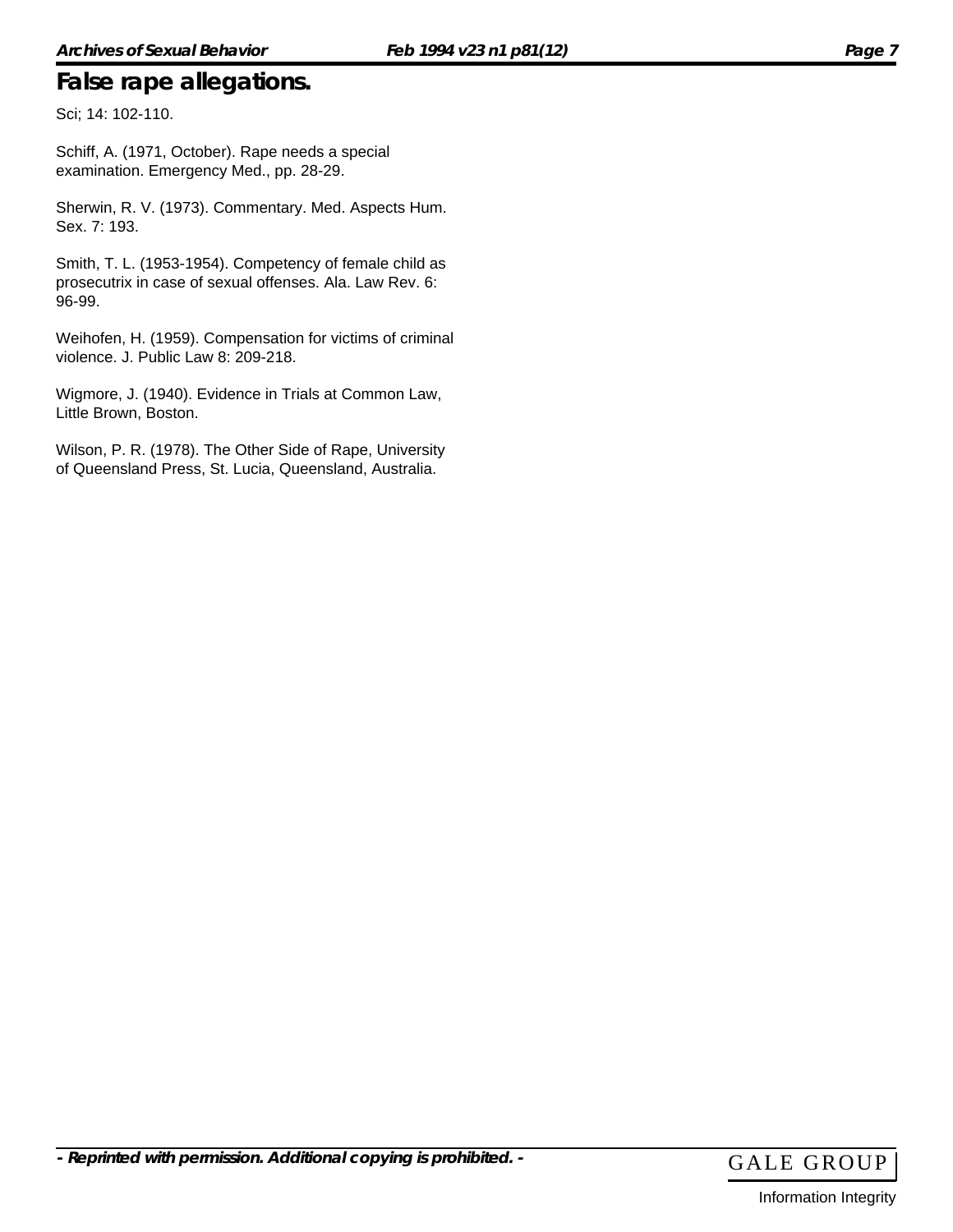Sci; 14: 102-110.

Schiff, A. (1971, October). Rape needs a special examination. Emergency Med., pp. 28-29.

Sherwin, R. V. (1973). Commentary. Med. Aspects Hum. Sex. 7: 193.

Smith, T. L. (1953-1954). Competency of female child as prosecutrix in case of sexual offenses. Ala. Law Rev. 6: 96-99.

Weihofen, H. (1959). Compensation for victims of criminal violence. J. Public Law 8: 209-218.

Wigmore, J. (1940). Evidence in Trials at Common Law, Little Brown, Boston.

Wilson, P. R. (1978). The Other Side of Rape, University of Queensland Press, St. Lucia, Queensland, Australia.